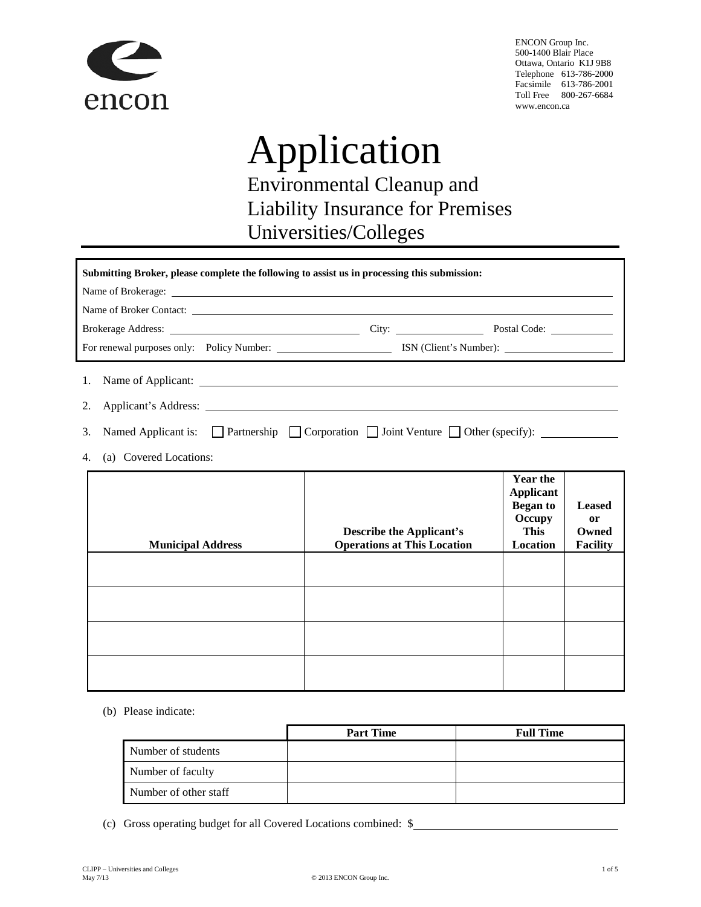encon

ENCON Group Inc.
500-1400 Blair Place
Ottawa, Ontario K1J 9B8
Telephone 613-786-2000
Facsimile 613-786-2001
Toll Free 800-267-6684
www.encon.ca

# Application

## Environmental Cleanup and Liability Insurance for Premises Universities/Colleges

**Submitting Broker, please complete the following to assist us in processing this submission:**

Name of Brokerage: ______________________________

Name of Broker Contact: ______________________________

Brokerage Address: ______________________ City: ______________ Postal Code: ____________

For renewal purposes only: Policy Number: ______________ ISN (Client's Number): ______________

1. Name of Applicant: ______________________________

2. Applicant's Address: ______________________________

3. Named Applicant is: ☐ Partnership ☐ Corporation ☐ Joint Venture ☐ Other (specify): ____________

4. (a) Covered Locations:

| Municipal Address | Describe the Applicant's Operations at This Location | Year the Applicant Began to Occupy This Location | Leased or Owned Facility |
|---|---|---|---|
| | | | |
| | | | |
| | | | |
| | | | |

(b) Please indicate:

| | Part Time | Full Time |
|---|---|---|
| Number of students | | |
| Number of faculty | | |
| Number of other staff | | |

(c) Gross operating budget for all Covered Locations combined: $______________________

CLIPP – Universities and Colleges
May 7/13

© 2013 ENCON Group Inc.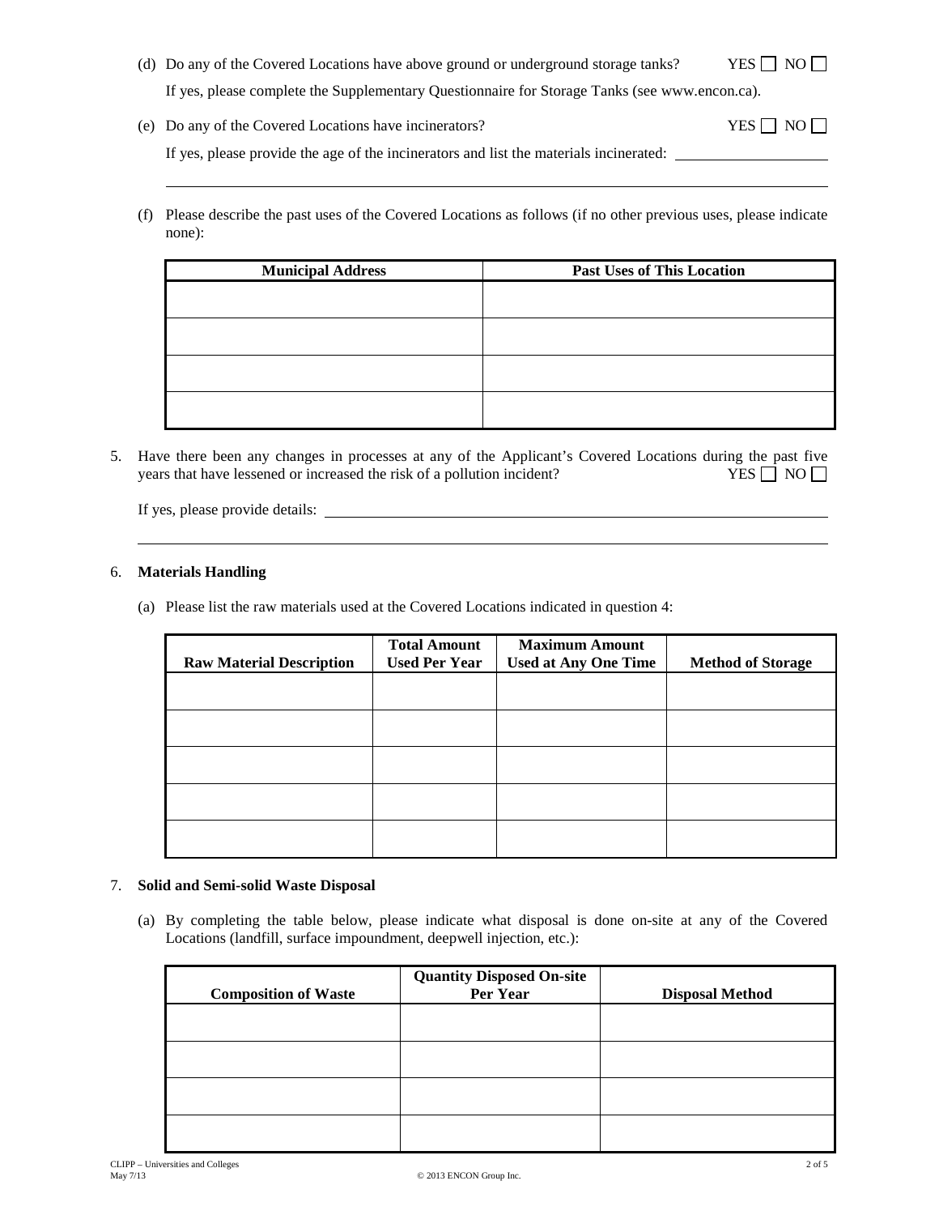(d) Do any of the Covered Locations have above ground or underground storage tanks? YES ☐ NO ☐

If yes, please complete the Supplementary Questionnaire for Storage Tanks (see www.encon.ca).

(e) Do any of the Covered Locations have incinerators? YES ☐ NO ☐

If yes, please provide the age of the incinerators and list the materials incinerated: ____________________

______________________________________________________________________________

(f) Please describe the past uses of the Covered Locations as follows (if no other previous uses, please indicate none):

| Municipal Address | Past Uses of This Location |
|---|---|
| | |
| | |
| | |
| | |

5. Have there been any changes in processes at any of the Applicant's Covered Locations during the past five years that have lessened or increased the risk of a pollution incident? YES ☐ NO ☐

If yes, please provide details: ______________________________________________________________

______________________________________________________________________________

6. **Materials Handling**

(a) Please list the raw materials used at the Covered Locations indicated in question 4:

| Raw Material Description | Total Amount Used Per Year | Maximum Amount Used at Any One Time | Method of Storage |
|---|---|---|---|
| | | | |
| | | | |
| | | | |
| | | | |
| | | | |

7. **Solid and Semi-solid Waste Disposal**

(a) By completing the table below, please indicate what disposal is done on-site at any of the Covered Locations (landfill, surface impoundment, deepwell injection, etc.):

| Composition of Waste | Quantity Disposed On-site Per Year | Disposal Method |
|---|---|---|
| | | |
| | | |
| | | |
| | | |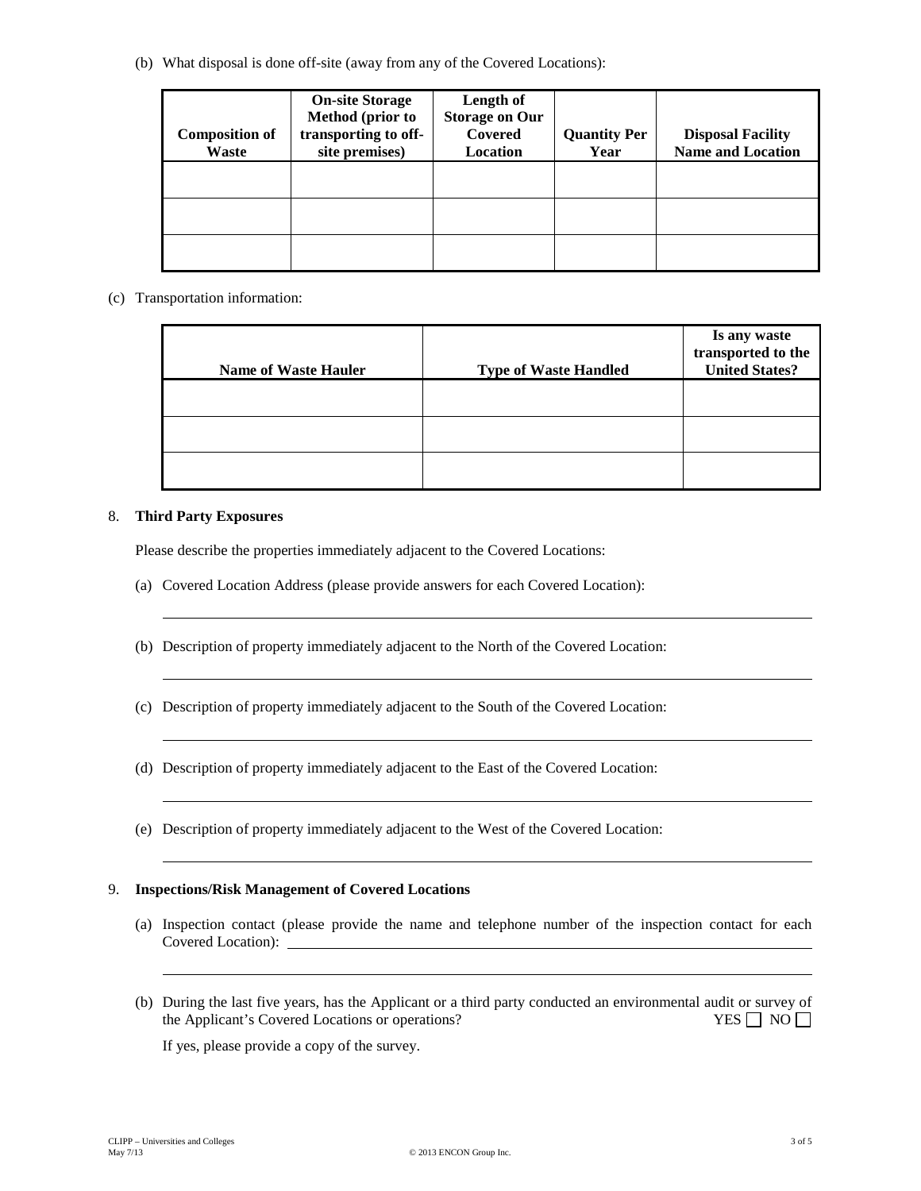(b) What disposal is done off-site (away from any of the Covered Locations):

| Composition of Waste | On-site Storage Method (prior to transporting to off-site premises) | Length of Storage on Our Covered Location | Quantity Per Year | Disposal Facility Name and Location |
|---|---|---|---|---|
| | | | | |
| | | | | |
| | | | | |

(c) Transportation information:

| Name of Waste Hauler | Type of Waste Handled | Is any waste transported to the United States? |
|---|---|---|
| | | |
| | | |
| | | |

8. **Third Party Exposures**

Please describe the properties immediately adjacent to the Covered Locations:

(a) Covered Location Address (please provide answers for each Covered Location):

______________________________________________________________________

(b) Description of property immediately adjacent to the North of the Covered Location:

______________________________________________________________________

(c) Description of property immediately adjacent to the South of the Covered Location:

______________________________________________________________________

(d) Description of property immediately adjacent to the East of the Covered Location:

______________________________________________________________________

(e) Description of property immediately adjacent to the West of the Covered Location:

______________________________________________________________________

9. **Inspections/Risk Management of Covered Locations**

(a) Inspection contact (please provide the name and telephone number of the inspection contact for each Covered Location): ______________________________________________

______________________________________________________________________

(b) During the last five years, has the Applicant or a third party conducted an environmental audit or survey of the Applicant's Covered Locations or operations? YES ☐ NO ☐

If yes, please provide a copy of the survey.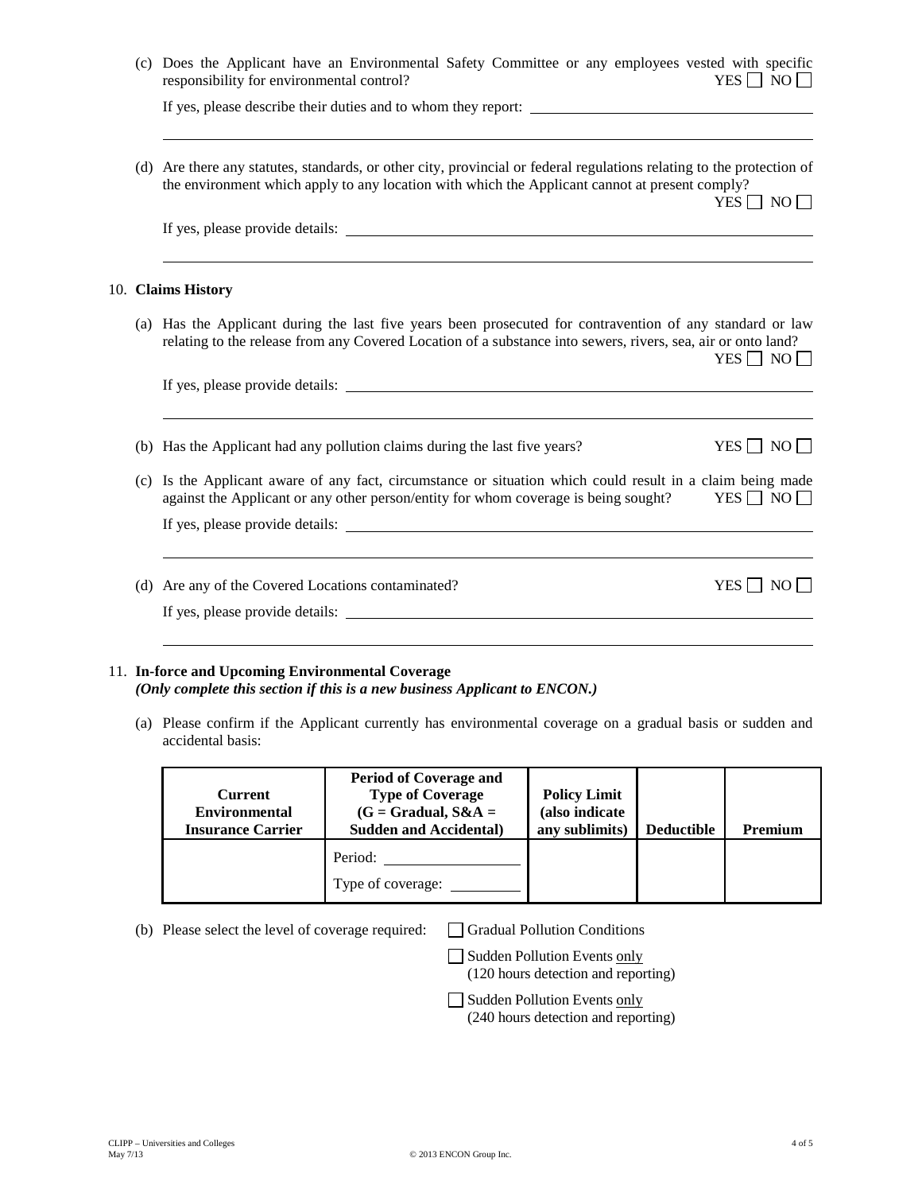(c) Does the Applicant have an Environmental Safety Committee or any employees vested with specific responsibility for environmental control? YES ☐ NO ☐

If yes, please describe their duties and to whom they report: ______________________________

______________________________________________________________________

(d) Are there any statutes, standards, or other city, provincial or federal regulations relating to the protection of the environment which apply to any location with which the Applicant cannot at present comply? YES ☐ NO ☐

If yes, please provide details: ______________________________

______________________________________________________________________

10. **Claims History**

(a) Has the Applicant during the last five years been prosecuted for contravention of any standard or law relating to the release from any Covered Location of a substance into sewers, rivers, sea, air or onto land? YES ☐ NO ☐

If yes, please provide details: ______________________________

______________________________________________________________________

(b) Has the Applicant had any pollution claims during the last five years? YES ☐ NO ☐

(c) Is the Applicant aware of any fact, circumstance or situation which could result in a claim being made against the Applicant or any other person/entity for whom coverage is being sought? YES ☐ NO ☐

If yes, please provide details: ______________________________

______________________________________________________________________

(d) Are any of the Covered Locations contaminated? YES ☐ NO ☐

If yes, please provide details: ______________________________

______________________________________________________________________

11. **In-force and Upcoming Environmental Coverage**
*(Only complete this section if this is a new business Applicant to ENCON.)*

(a) Please confirm if the Applicant currently has environmental coverage on a gradual basis or sudden and accidental basis:

| Current Environmental Insurance Carrier | Period of Coverage and Type of Coverage (G = Gradual, S&A = Sudden and Accidental) | Policy Limit (also indicate any sublimits) | Deductible | Premium |
|---|---|---|---|---|
| | Period: ____________ <br> Type of coverage: ________ | | | |

(b) Please select the level of coverage required:

☐ Gradual Pollution Conditions

☐ Sudden Pollution Events only (120 hours detection and reporting)

☐ Sudden Pollution Events only (240 hours detection and reporting)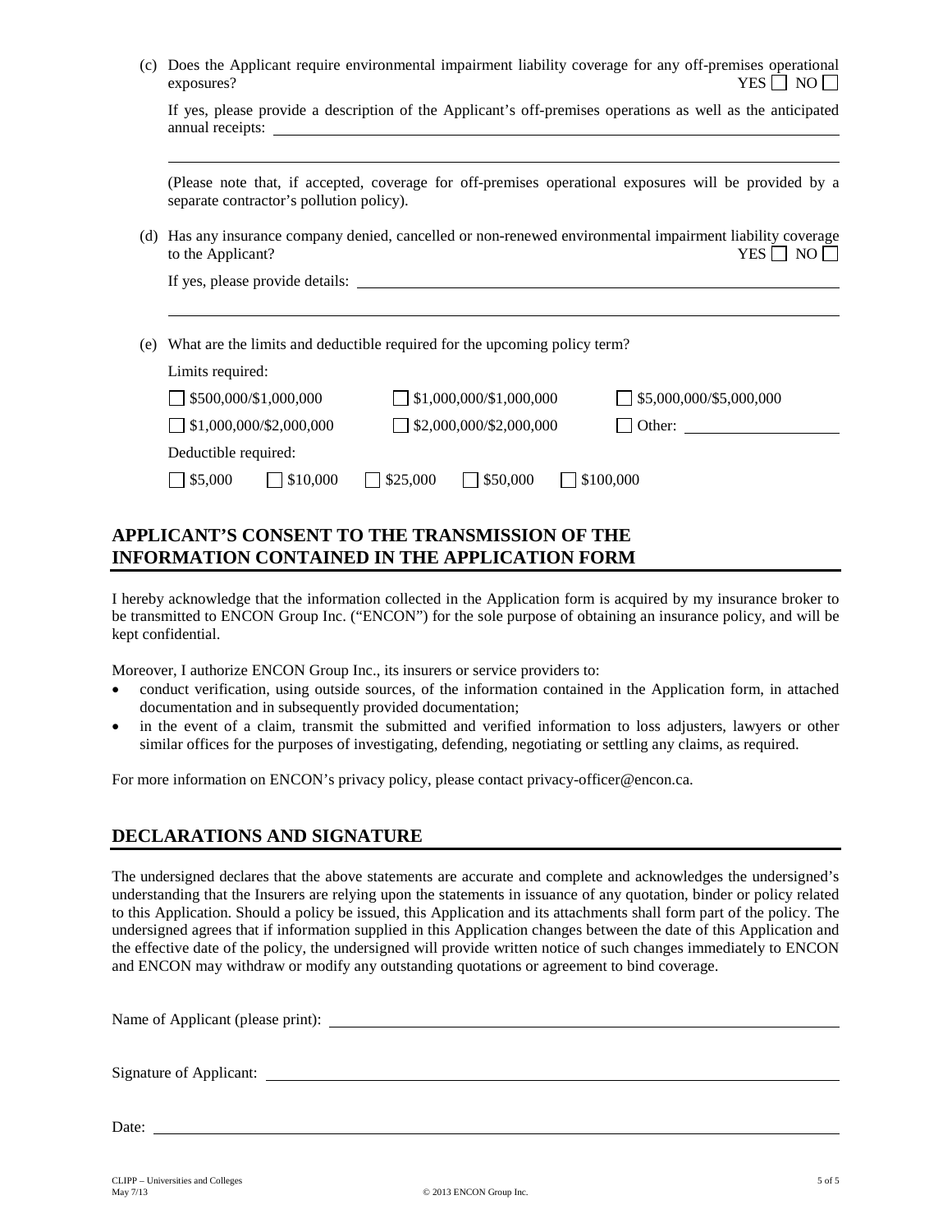(c) Does the Applicant require environmental impairment liability coverage for any off-premises operational exposures? YES ☐ NO ☐

If yes, please provide a description of the Applicant's off-premises operations as well as the anticipated annual receipts: \_\_\_\_\_\_\_\_\_\_\_\_\_\_\_\_\_\_\_\_\_\_\_\_\_\_\_\_\_\_\_\_\_\_\_\_\_\_\_\_\_\_\_\_\_\_\_\_\_\_

\_\_\_\_\_\_\_\_\_\_\_\_\_\_\_\_\_\_\_\_\_\_\_\_\_\_\_\_\_\_\_\_\_\_\_\_\_\_\_\_\_\_\_\_\_\_\_\_\_\_\_\_\_\_\_\_\_\_\_\_\_\_\_\_\_\_\_\_\_\_\_\_

(Please note that, if accepted, coverage for off-premises operational exposures will be provided by a separate contractor's pollution policy).

(d) Has any insurance company denied, cancelled or non-renewed environmental impairment liability coverage to the Applicant? YES ☐ NO ☐

If yes, please provide details: \_\_\_\_\_\_\_\_\_\_\_\_\_\_\_\_\_\_\_\_\_\_\_\_\_\_\_\_\_\_\_\_\_\_\_\_\_\_\_\_\_\_\_\_\_\_\_\_\_\_

\_\_\_\_\_\_\_\_\_\_\_\_\_\_\_\_\_\_\_\_\_\_\_\_\_\_\_\_\_\_\_\_\_\_\_\_\_\_\_\_\_\_\_\_\_\_\_\_\_\_\_\_\_\_\_\_\_\_\_\_\_\_\_\_\_\_\_\_\_\_\_\_

(e) What are the limits and deductible required for the upcoming policy term?

Limits required:

☐ $500,000/$1,000,000 ☐ $1,000,000/$1,000,000 ☐ $5,000,000/$5,000,000

☐ $1,000,000/$2,000,000 ☐ $2,000,000/$2,000,000 ☐ Other: \_\_\_\_\_\_\_\_\_\_\_\_\_\_\_\_

Deductible required:

☐ $5,000 ☐ $10,000 ☐ $25,000 ☐ $50,000 ☐ $100,000

## APPLICANT'S CONSENT TO THE TRANSMISSION OF THE INFORMATION CONTAINED IN THE APPLICATION FORM

I hereby acknowledge that the information collected in the Application form is acquired by my insurance broker to be transmitted to ENCON Group Inc. ("ENCON") for the sole purpose of obtaining an insurance policy, and will be kept confidential.

Moreover, I authorize ENCON Group Inc., its insurers or service providers to:

- conduct verification, using outside sources, of the information contained in the Application form, in attached documentation and in subsequently provided documentation;
- in the event of a claim, transmit the submitted and verified information to loss adjusters, lawyers or other similar offices for the purposes of investigating, defending, negotiating or settling any claims, as required.

For more information on ENCON's privacy policy, please contact privacy-officer@encon.ca.

## DECLARATIONS AND SIGNATURE

The undersigned declares that the above statements are accurate and complete and acknowledges the undersigned's understanding that the Insurers are relying upon the statements in issuance of any quotation, binder or policy related to this Application. Should a policy be issued, this Application and its attachments shall form part of the policy. The undersigned agrees that if information supplied in this Application changes between the date of this Application and the effective date of the policy, the undersigned will provide written notice of such changes immediately to ENCON and ENCON may withdraw or modify any outstanding quotations or agreement to bind coverage.

Name of Applicant (please print): \_\_\_\_\_\_\_\_\_\_\_\_\_\_\_\_\_\_\_\_\_\_\_\_\_\_\_\_\_\_\_\_\_\_\_\_\_\_\_\_

Signature of Applicant: \_\_\_\_\_\_\_\_\_\_\_\_\_\_\_\_\_\_\_\_\_\_\_\_\_\_\_\_\_\_\_\_\_\_\_\_\_\_\_\_\_\_\_\_\_\_\_\_

Date: \_\_\_\_\_\_\_\_\_\_\_\_\_\_\_\_\_\_\_\_\_\_\_\_\_\_\_\_\_\_\_\_\_\_\_\_\_\_\_\_\_\_\_\_\_\_\_\_\_\_\_\_\_\_\_\_\_\_\_\_\_\_\_\_